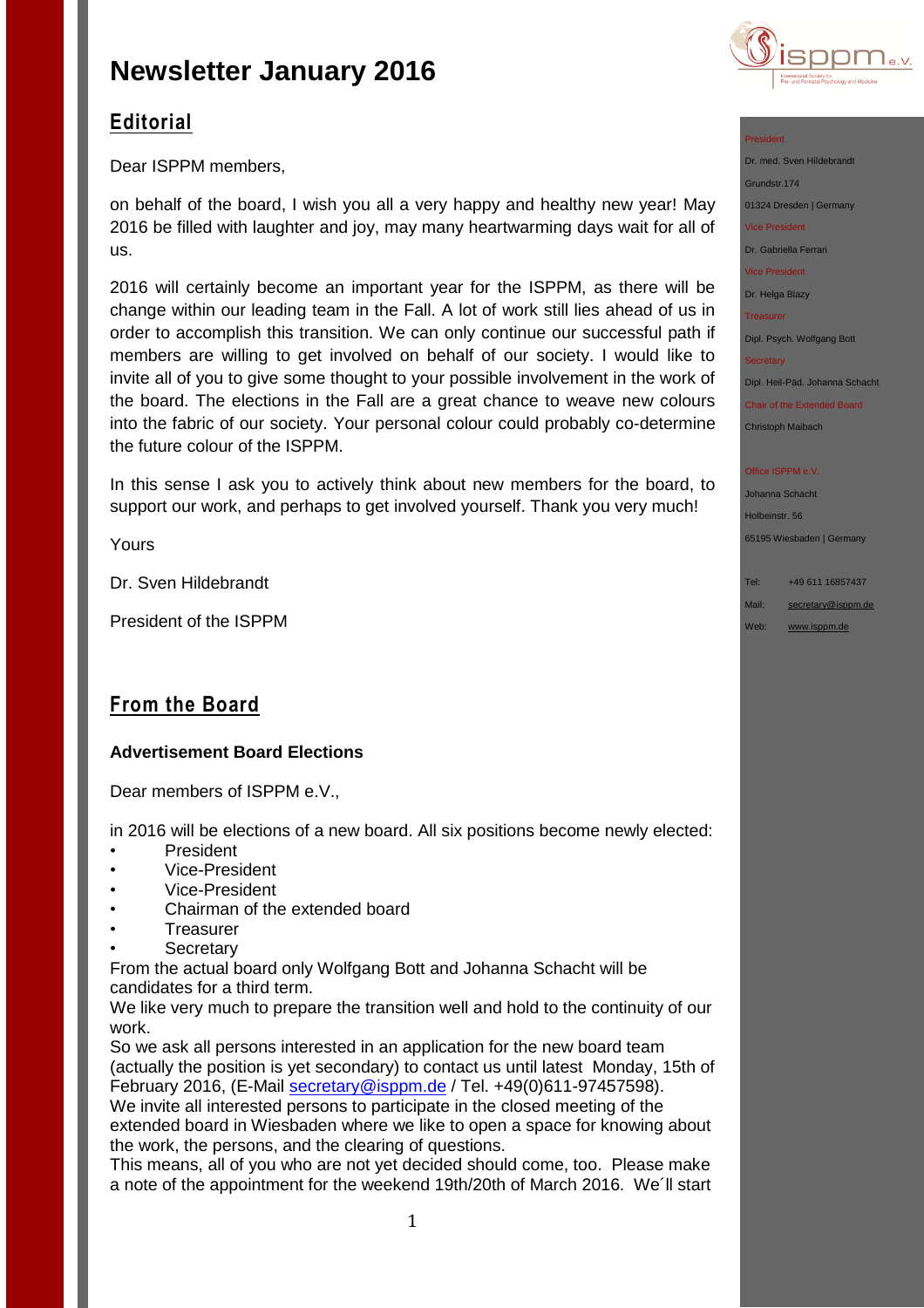# Newsletter January 2016

## Editorial

Dear ISPPM members,

on behalf of the board, I wish you all a very happy and healthy new year! May 2016 be filled with laughter and joy, may many heartwarming days wait for all of us.

2016 will certainly become an important year for the ISPPM, as there will be change within our leading team in the Fall. A lot of work still lies ahead of us in order to accomplish this transition. We can only continue our successful path if members are willing to get involved on behalf of our society. I would like to invite all of you to give some thought to your possible involvement in the work of the board. The elections in the Fall are a great chance to weave new colours into the fabric of our society. Your personal colour could probably co-determine the future colour of the ISPPM.

In this sense I ask you to actively think about new members for the board, to support our work, and perhaps to get involved yourself. Thank you very much!

Yours

Dr. Sven Hildebrandt

President of the ISPPM

President
Dr. med. Sven Hildebrandt
Grundstr.174
01324 Dresden | Germany

Vice President
Dr. Gabriella Ferrari

Vice President
Dr. Helga Blazy

Treasurer
Dipl. Psych. Wolfgang Bott

Secretary
Dipl. Heil-Päd. Johanna Schacht

Chair of the Extended Board
Christoph Maibach

Office ISPPM e.V.
Johanna Schacht
Holbeinstr. 56
65195 Wiesbaden | Germany

Tel: +49 611 16857437
Mail: secretary@isppm.de
Web: www.isppm.de

## From the Board

### Advertisement Board Elections

Dear members of ISPPM e.V.,

in 2016 will be elections of a new board. All six positions become newly elected:

- President
- Vice-President
- Vice-President
- Chairman of the extended board
- Treasurer
- Secretary

From the actual board only Wolfgang Bott and Johanna Schacht will be candidates for a third term.

We like very much to prepare the transition well and hold to the continuity of our work.

So we ask all persons interested in an application for the new board team (actually the position is yet secondary) to contact us until latest Monday, 15th of February 2016, (E-Mail secretary@isppm.de / Tel. +49(0)611-97457598).

We invite all interested persons to participate in the closed meeting of the extended board in Wiesbaden where we like to open a space for knowing about the work, the persons, and the clearing of questions.

This means, all of you who are not yet decided should come, too. Please make a note of the appointment for the weekend 19th/20th of March 2016. We´ll start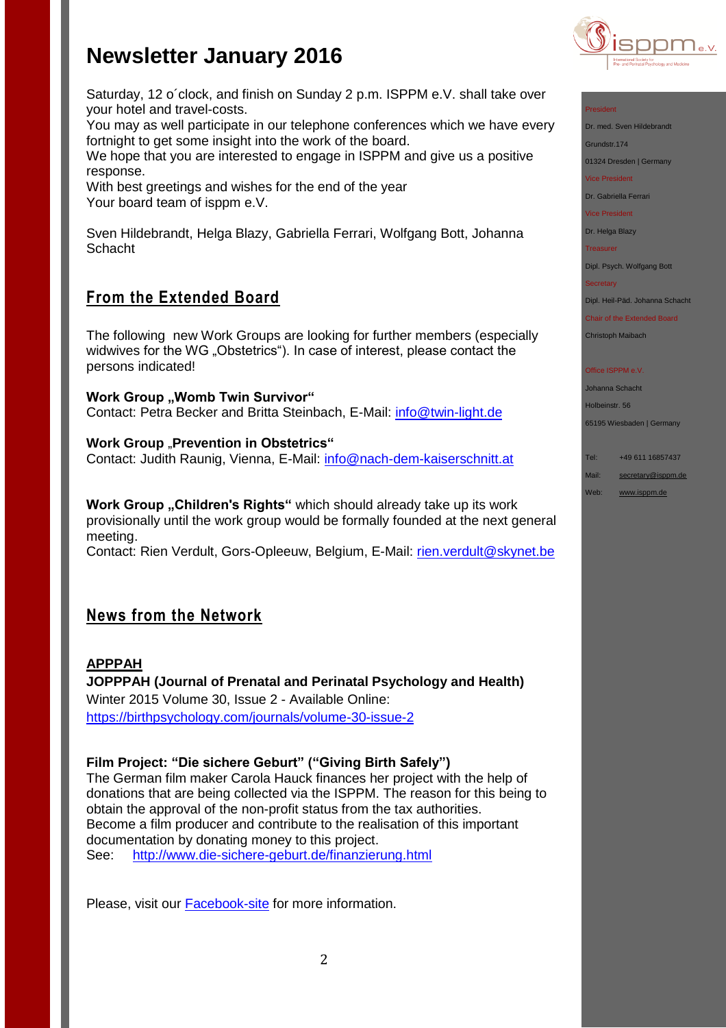# Newsletter January 2016

Saturday, 12 o´clock, and finish on Sunday 2 p.m. ISPPM e.V. shall take over your hotel and travel-costs.
You may as well participate in our telephone conferences which we have every fortnight to get some insight into the work of the board.
We hope that you are interested to engage in ISPPM and give us a positive response.
With best greetings and wishes for the end of the year
Your board team of isppm e.V.

Sven Hildebrandt, Helga Blazy, Gabriella Ferrari, Wolfgang Bott, Johanna Schacht

## From the Extended Board

The following new Work Groups are looking for further members (especially widwives for the WG „Obstetrics"). In case of interest, please contact the persons indicated!

**Work Group „Womb Twin Survivor"**
Contact: Petra Becker and Britta Steinbach, E-Mail: info@twin-light.de

**Work Group „Prevention in Obstetrics"**
Contact: Judith Raunig, Vienna, E-Mail: info@nach-dem-kaiserschnitt.at

**Work Group „Children's Rights"** which should already take up its work provisionally until the work group would be formally founded at the next general meeting.
Contact: Rien Verdult, Gors-Opleeuw, Belgium, E-Mail: rien.verdult@skynet.be

## News from the Network

**APPPAH**
**JOPPPAH (Journal of Prenatal and Perinatal Psychology and Health)**
Winter 2015 Volume 30, Issue 2 - Available Online:
https://birthpsychology.com/journals/volume-30-issue-2

**Film Project: "Die sichere Geburt" ("Giving Birth Safely")**
The German film maker Carola Hauck finances her project with the help of donations that are being collected via the ISPPM. The reason for this being to obtain the approval of the non-profit status from the tax authorities.
Become a film producer and contribute to the realisation of this important documentation by donating money to this project.
See: http://www.die-sichere-geburt.de/finanzierung.html

Please, visit our Facebook-site for more information.

President
Dr. med. Sven Hildebrandt
Grundstr.174
01324 Dresden | Germany
Vice President
Dr. Gabriella Ferrari
Vice President
Dr. Helga Blazy
Treasurer
Dipl. Psych. Wolfgang Bott
Secretary
Dipl. Heil-Päd. Johanna Schacht
Chair of the Extended Board
Christoph Maibach

Office ISPPM e.V.
Johanna Schacht
Holbeinstr. 56
65195 Wiesbaden | Germany

Tel: +49 611 16857437
Mail: secretary@isppm.de
Web: www.isppm.de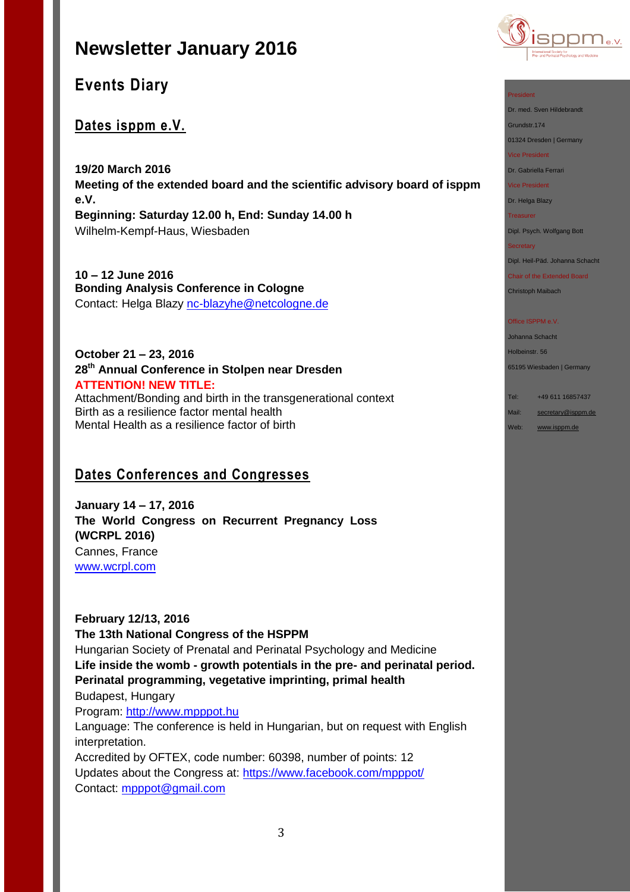# Newsletter January 2016

## Events Diary

### Dates isppm e.V.

**19/20 March 2016**
**Meeting of the extended board and the scientific advisory board of isppm e.V.**
**Beginning: Saturday 12.00 h, End: Sunday 14.00 h**
Wilhelm-Kempf-Haus, Wiesbaden

**10 – 12 June 2016**
**Bonding Analysis Conference in Cologne**
Contact: Helga Blazy nc-blazyhe@netcologne.de

**October 21 – 23, 2016**
**28th Annual Conference in Stolpen near Dresden**
**ATTENTION! NEW TITLE:**
Attachment/Bonding and birth in the transgenerational context
Birth as a resilience factor mental health
Mental Health as a resilience factor of birth

### Dates Conferences and Congresses

**January 14 – 17, 2016**
**The World Congress on Recurrent Pregnancy Loss (WCRPL 2016)**
Cannes, France
www.wcrpl.com

**February 12/13, 2016**
**The 13th National Congress of the HSPPM**
Hungarian Society of Prenatal and Perinatal Psychology and Medicine
**Life inside the womb - growth potentials in the pre- and perinatal period. Perinatal programming, vegetative imprinting, primal health**
Budapest, Hungary
Program: http://www.mpppot.hu
Language: The conference is held in Hungarian, but on request with English interpretation.
Accredited by OFTEX, code number: 60398, number of points: 12
Updates about the Congress at: https://www.facebook.com/mpppot/
Contact: mpppot@gmail.com

President
Dr. med. Sven Hildebrandt
Grundstr.174
01324 Dresden | Germany
Vice President
Dr. Gabriella Ferrari
Vice President
Dr. Helga Blazy
Treasurer
Dipl. Psych. Wolfgang Bott
Secretary
Dipl. Heil-Päd. Johanna Schacht
Chair of the Extended Board
Christoph Maibach

Office ISPPM e.V.
Johanna Schacht
Holbeinstr. 56
65195 Wiesbaden | Germany

Tel: +49 611 16857437
Mail: secretary@isppm.de
Web: www.isppm.de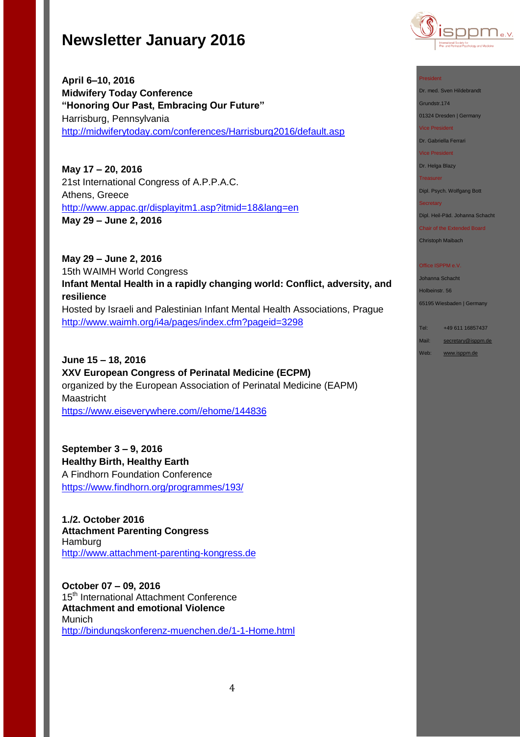# Newsletter January 2016

**April 6–10, 2016**
**Midwifery Today Conference**
**"Honoring Our Past, Embracing Our Future"**
Harrisburg, Pennsylvania
http://midwiferytoday.com/conferences/Harrisburg2016/default.asp

**May 17 – 20, 2016**
21st International Congress of A.P.P.A.C.
Athens, Greece
http://www.appac.gr/displayitm1.asp?itmid=18&lang=en
**May 29 – June 2, 2016**

**May 29 – June 2, 2016**
15th WAIMH World Congress
**Infant Mental Health in a rapidly changing world: Conflict, adversity, and resilience**
Hosted by Israeli and Palestinian Infant Mental Health Associations, Prague
http://www.waimh.org/i4a/pages/index.cfm?pageid=3298

**June 15 – 18, 2016**
**XXV European Congress of Perinatal Medicine (ECPM)**
organized by the European Association of Perinatal Medicine (EAPM)
Maastricht
https://www.eiseverywhere.com//ehome/144836

**September 3 – 9, 2016**
**Healthy Birth, Healthy Earth**
A Findhorn Foundation Conference
https://www.findhorn.org/programmes/193/

**1./2. October 2016**
**Attachment Parenting Congress**
Hamburg
http://www.attachment-parenting-kongress.de

**October 07 – 09, 2016**
15th International Attachment Conference
**Attachment and emotional Violence**
Munich
http://bindungskonferenz-muenchen.de/1-1-Home.html

President
Dr. med. Sven Hildebrandt
Grundstr.174
01324 Dresden | Germany
Vice President
Dr. Gabriella Ferrari
Vice President
Dr. Helga Blazy
Treasurer
Dipl. Psych. Wolfgang Bott
Secretary
Dipl. Heil-Päd. Johanna Schacht
Chair of the Extended Board
Christoph Maibach

Office ISPPM e.V.
Johanna Schacht
Holbeinstr. 56
65195 Wiesbaden | Germany

Tel: +49 611 16857437
Mail: secretary@isppm.de
Web: www.isppm.de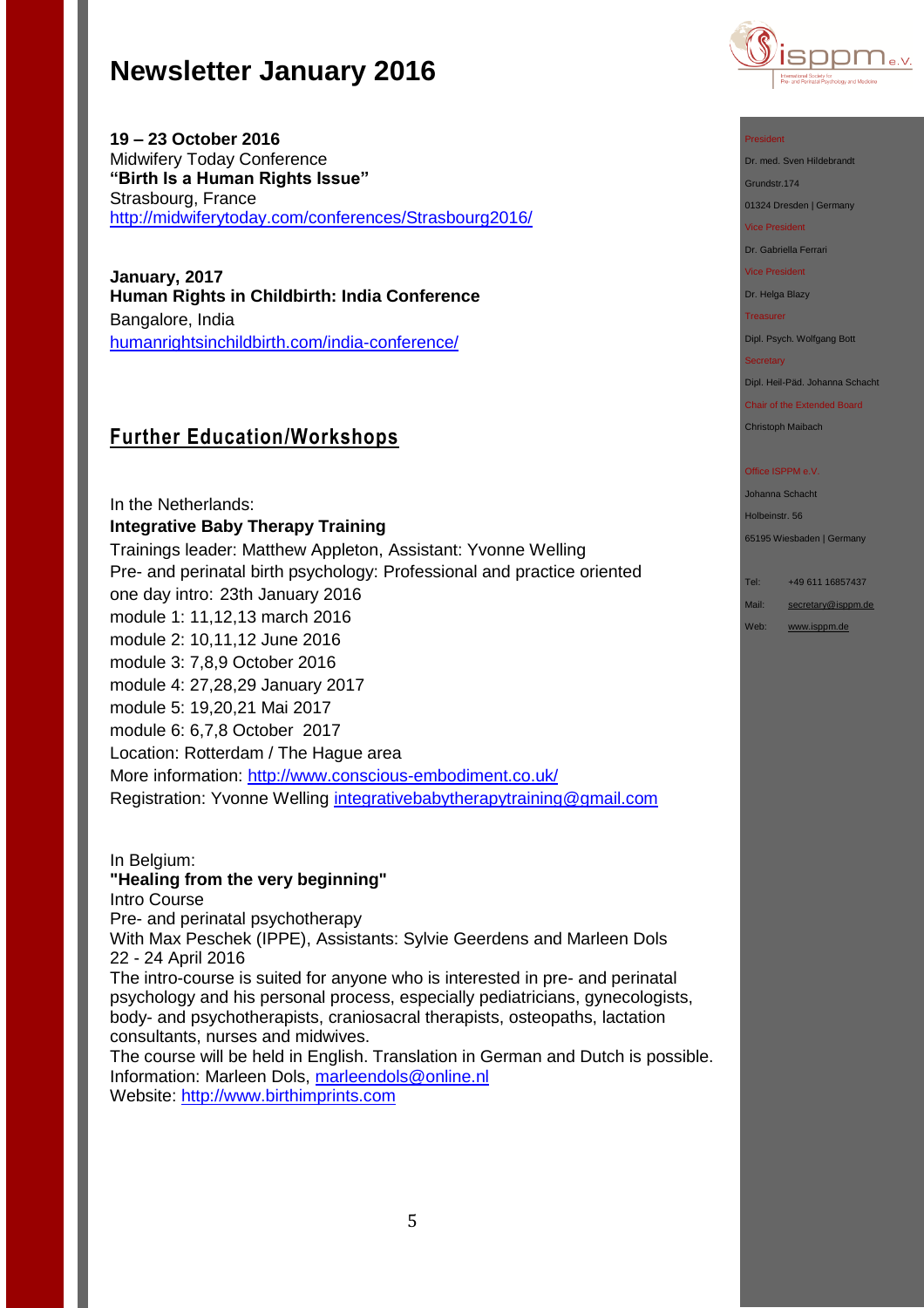**19 – 23 October 2016**
Midwifery Today Conference
**"Birth Is a Human Rights Issue"**
Strasbourg, France
http://midwiferytoday.com/conferences/Strasbourg2016/

**January, 2017**
**Human Rights in Childbirth: India Conference**
Bangalore, India
humanrightsinchildbirth.com/india-conference/

## Further Education/Workshops

In the Netherlands:
**Integrative Baby Therapy Training**
Trainings leader: Matthew Appleton, Assistant: Yvonne Welling
Pre- and perinatal birth psychology: Professional and practice oriented
one day intro: 23th January 2016
module 1: 11,12,13 march 2016
module 2: 10,11,12 June 2016
module 3: 7,8,9 October 2016
module 4: 27,28,29 January 2017
module 5: 19,20,21 Mai 2017
module 6: 6,7,8 October 2017
Location: Rotterdam / The Hague area
More information: http://www.conscious-embodiment.co.uk/
Registration: Yvonne Welling integrativebabytherapytraining@gmail.com

In Belgium:
**"Healing from the very beginning"**
Intro Course
Pre- and perinatal psychotherapy
With Max Peschek (IPPE), Assistants: Sylvie Geerdens and Marleen Dols
22 - 24 April 2016
The intro-course is suited for anyone who is interested in pre- and perinatal psychology and his personal process, especially pediatricians, gynecologists, body- and psychotherapists, craniosacral therapists, osteopaths, lactation consultants, nurses and midwives.
The course will be held in English. Translation in German and Dutch is possible.
Information: Marleen Dols, marleendols@online.nl
Website: http://www.birthimprints.com

President
Dr. med. Sven Hildebrandt
Grundstr.174
01324 Dresden | Germany
Vice President
Dr. Gabriella Ferrari
Vice President
Dr. Helga Blazy
Treasurer
Dipl. Psych. Wolfgang Bott
Secretary
Dipl. Heil-Päd. Johanna Schacht
Chair of the Extended Board
Christoph Maibach

Office ISPPM e.V.
Johanna Schacht
Holbeinstr. 56
65195 Wiesbaden | Germany

Tel: +49 611 16857437
Mail: secretary@isppm.de
Web: www.isppm.de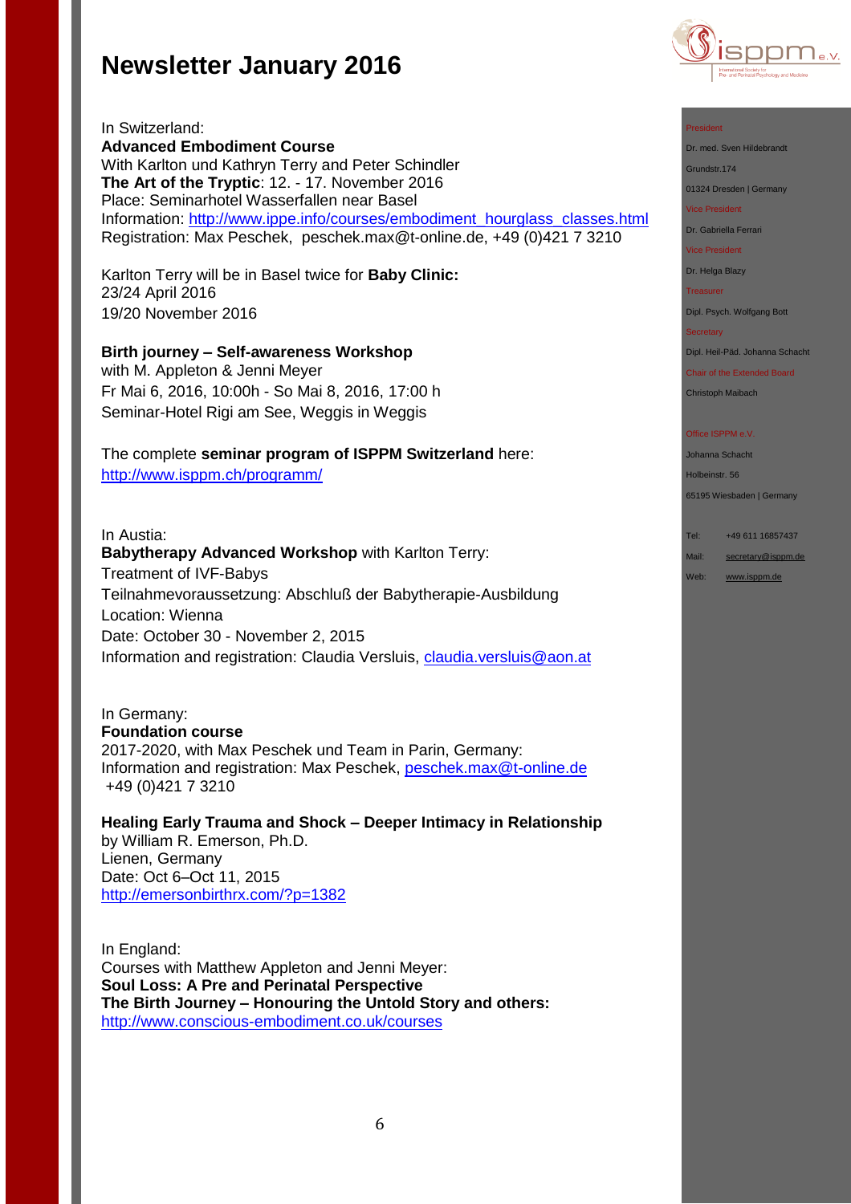In Switzerland:
**Advanced Embodiment Course**
With Karlton und Kathryn Terry and Peter Schindler
**The Art of the Tryptic**: 12. - 17. November 2016
Place: Seminarhotel Wasserfallen near Basel
Information: http://www.ippe.info/courses/embodiment_hourglass_classes.html
Registration: Max Peschek, peschek.max@t-online.de, +49 (0)421 7 3210

Karlton Terry will be in Basel twice for **Baby Clinic:**
23/24 April 2016
19/20 November 2016

**Birth journey – Self-awareness Workshop**
with M. Appleton & Jenni Meyer
Fr Mai 6, 2016, 10:00h - So Mai 8, 2016, 17:00 h
Seminar-Hotel Rigi am See, Weggis in Weggis

The complete **seminar program of ISPPM Switzerland** here:
http://www.isppm.ch/programm/

In Austia:
**Babytherapy Advanced Workshop** with Karlton Terry:
Treatment of IVF-Babys
Teilnahmevoraussetzung: Abschluß der Babytherapie-Ausbildung
Location: Wienna
Date: October 30 - November 2, 2015
Information and registration: Claudia Versluis, claudia.versluis@aon.at

In Germany:
**Foundation course**
2017-2020, with Max Peschek und Team in Parin, Germany:
Information and registration: Max Peschek, peschek.max@t-online.de
+49 (0)421 7 3210

**Healing Early Trauma and Shock – Deeper Intimacy in Relationship**
by William R. Emerson, Ph.D.
Lienen, Germany
Date: Oct 6–Oct 11, 2015
http://emersonbirthrx.com/?p=1382

In England:
Courses with Matthew Appleton and Jenni Meyer:
**Soul Loss: A Pre and Perinatal Perspective**
**The Birth Journey – Honouring the Untold Story and others:**
http://www.conscious-embodiment.co.uk/courses

President
Dr. med. Sven Hildebrandt
Grundstr.174
01324 Dresden | Germany

Vice President
Dr. Gabriella Ferrari

Vice President
Dr. Helga Blazy

Treasurer
Dipl. Psych. Wolfgang Bott

Secretary
Dipl. Heil-Päd. Johanna Schacht

Chair of the Extended Board
Christoph Maibach

Office ISPPM e.V.
Johanna Schacht
Holbeinstr. 56
65195 Wiesbaden | Germany

Tel: +49 611 16857437
Mail: secretary@isppm.de
Web: www.isppm.de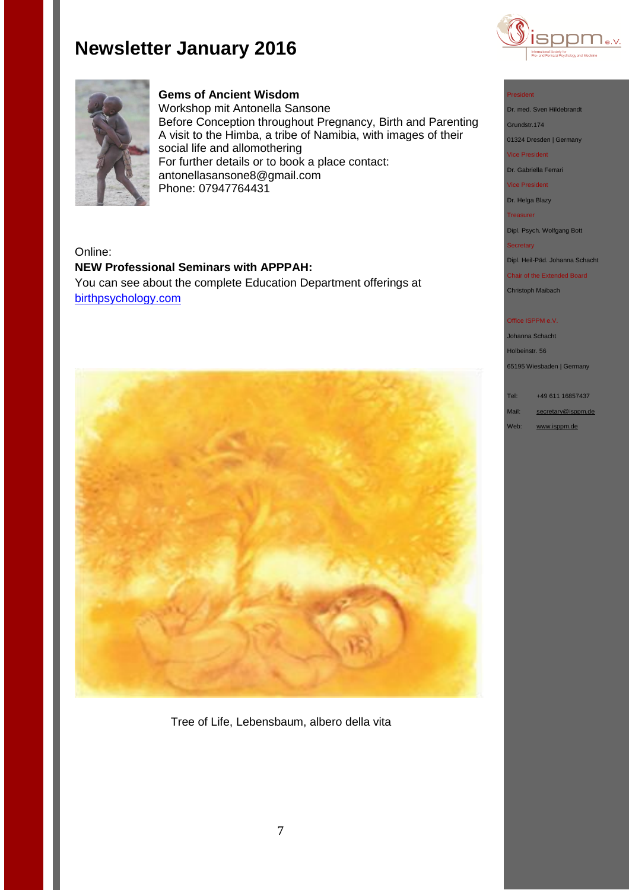# Newsletter January 2016

**Gems of Ancient Wisdom**
Workshop mit Antonella Sansone
Before Conception throughout Pregnancy, Birth and Parenting
A visit to the Himba, a tribe of Namibia, with images of their social life and allomothering
For further details or to book a place contact:
antonellasansone8@gmail.com
Phone: 07947764431

Online:
**NEW Professional Seminars with APPPAH:**
You can see about the complete Education Department offerings at [birthpsychology.com](birthpsychology.com)

Tree of Life, Lebensbaum, albero della vita

President
Dr. med. Sven Hildebrandt
Grundstr.174
01324 Dresden | Germany
Vice President
Dr. Gabriella Ferrari
Vice President
Dr. Helga Blazy
Treasurer
Dipl. Psych. Wolfgang Bott
Secretary
Dipl. Heil-Päd. Johanna Schacht
Chair of the Extended Board
Christoph Maibach

Office ISPPM e.V.
Johanna Schacht
Holbeinstr. 56
65195 Wiesbaden | Germany

Tel: +49 611 16857437
Mail: secretary@isppm.de
Web: www.isppm.de